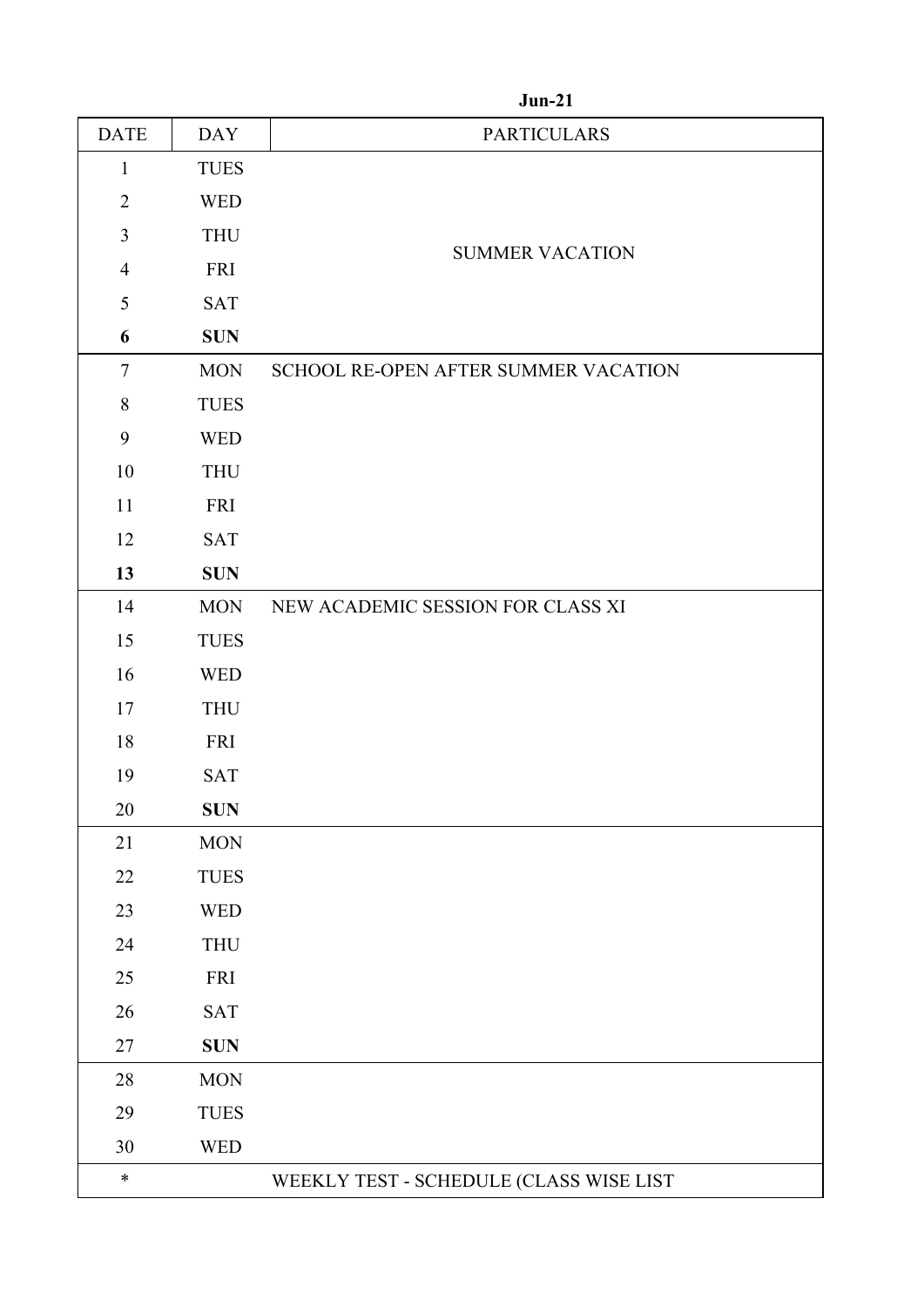**Jun-21**

| DATE | DAY | PARTICULARS |
|---|---|---|
| 1 | TUES | SUMMER VACATION |
| 2 | WED | |
| 3 | THU | |
| 4 | FRI | |
| 5 | SAT | |
| **6** | **SUN** | |
| 7 | MON | SCHOOL RE-OPEN AFTER SUMMER VACATION |
| 8 | TUES | |
| 9 | WED | |
| 10 | THU | |
| 11 | FRI | |
| 12 | SAT | |
| **13** | **SUN** | |
| 14 | MON | NEW ACADEMIC SESSION FOR CLASS XI |
| 15 | TUES | |
| 16 | WED | |
| 17 | THU | |
| 18 | FRI | |
| 19 | SAT | |
| 20 | **SUN** | |
| 21 | MON | |
| 22 | TUES | |
| 23 | WED | |
| 24 | THU | |
| 25 | FRI | |
| 26 | SAT | |
| 27 | **SUN** | |
| 28 | MON | |
| 29 | TUES | |
| 30 | WED | |
| * | | WEEKLY TEST - SCHEDULE (CLASS WISE LIST |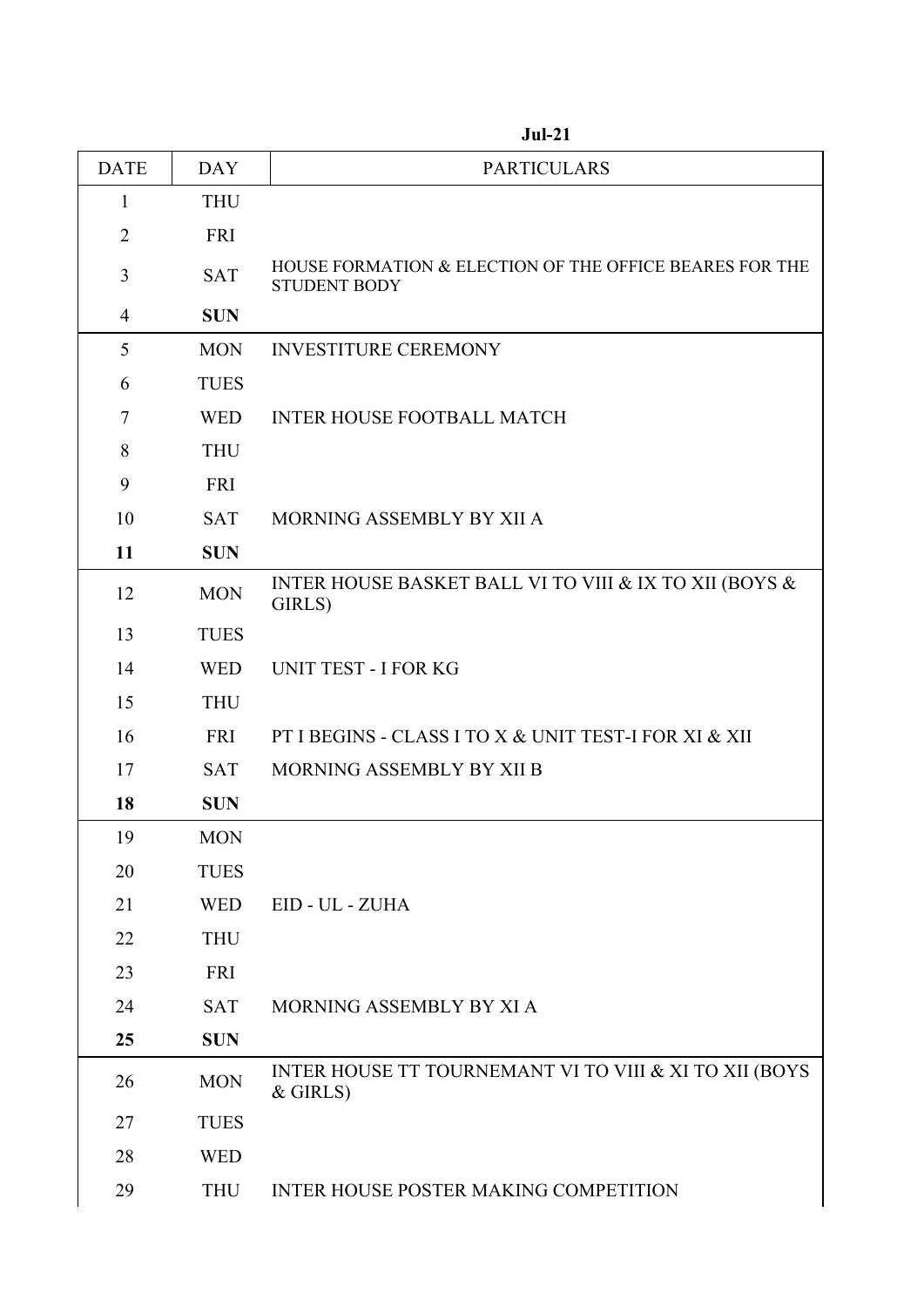**Jul-21**

| DATE | DAY | PARTICULARS |
|---|---|---|
| 1 | THU | |
| 2 | FRI | |
| 3 | SAT | HOUSE FORMATION & ELECTION OF THE OFFICE BEARES FOR THE STUDENT BODY |
| 4 | **SUN** | |
| 5 | MON | INVESTITURE CEREMONY |
| 6 | TUES | |
| 7 | WED | INTER HOUSE FOOTBALL MATCH |
| 8 | THU | |
| 9 | FRI | |
| 10 | SAT | MORNING ASSEMBLY BY XII A |
| **11** | **SUN** | |
| 12 | MON | INTER HOUSE BASKET BALL VI TO VIII & IX TO XII (BOYS & GIRLS) |
| 13 | TUES | |
| 14 | WED | UNIT TEST - I FOR KG |
| 15 | THU | |
| 16 | FRI | PT I BEGINS - CLASS I TO X & UNIT TEST-I FOR XI & XII |
| 17 | SAT | MORNING ASSEMBLY BY XII B |
| **18** | **SUN** | |
| 19 | MON | |
| 20 | TUES | |
| 21 | WED | EID - UL - ZUHA |
| 22 | THU | |
| 23 | FRI | |
| 24 | SAT | MORNING ASSEMBLY BY XI A |
| **25** | **SUN** | |
| 26 | MON | INTER HOUSE TT TOURNEMANT VI TO VIII & XI TO XII (BOYS & GIRLS) |
| 27 | TUES | |
| 28 | WED | |
| 29 | THU | INTER HOUSE POSTER MAKING COMPETITION |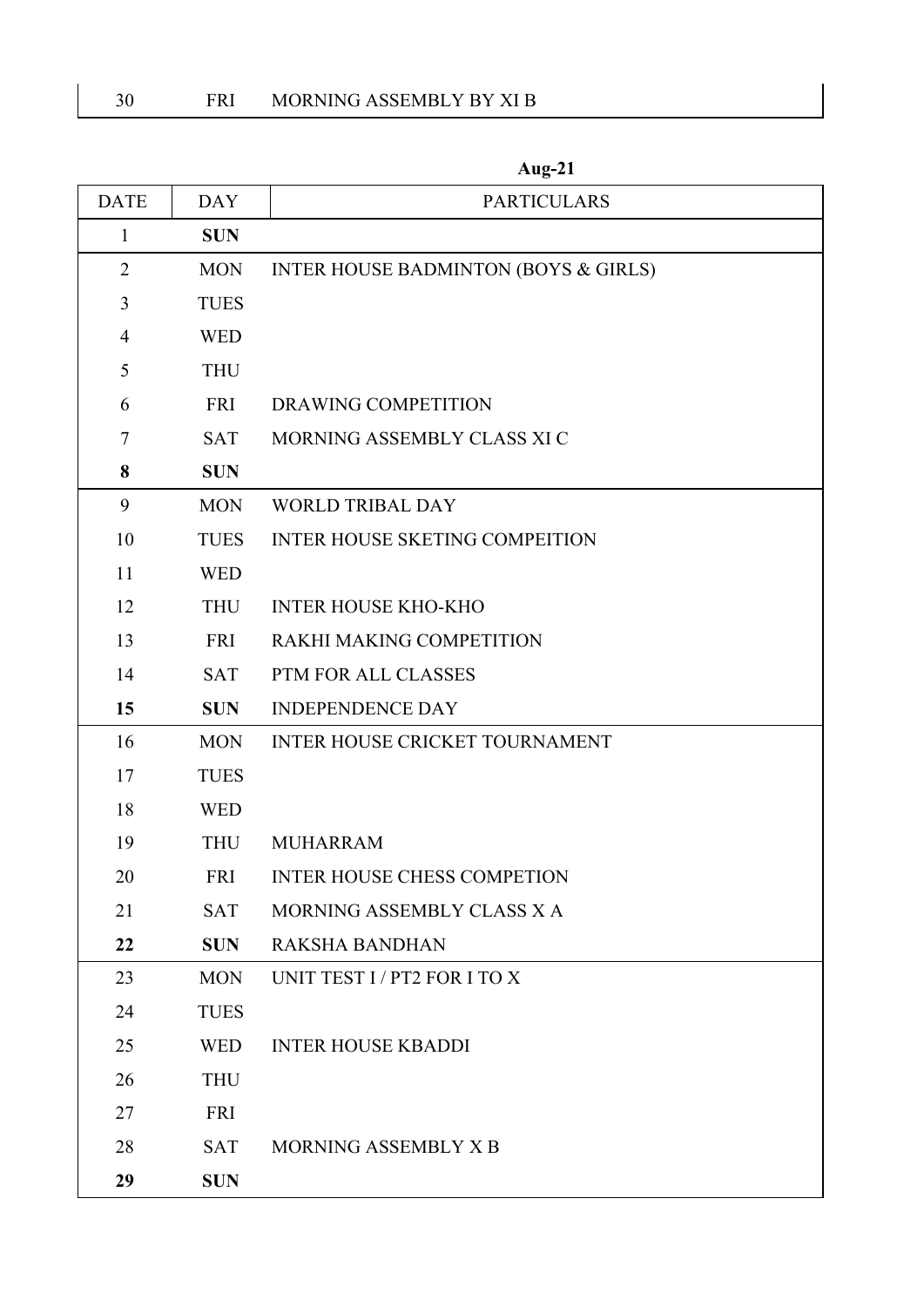| | | |
|---|---|---|
| 30 | FRI | MORNING ASSEMBLY BY XI B |

**Aug-21**

| DATE | DAY | PARTICULARS |
|---|---|---|
| 1 | **SUN** | |
| 2 | MON | INTER HOUSE BADMINTON (BOYS & GIRLS) |
| 3 | TUES | |
| 4 | WED | |
| 5 | THU | |
| 6 | FRI | DRAWING COMPETITION |
| 7 | SAT | MORNING ASSEMBLY CLASS XI C |
| **8** | **SUN** | |
| 9 | MON | WORLD TRIBAL DAY |
| 10 | TUES | INTER HOUSE SKETING COMPEITION |
| 11 | WED | |
| 12 | THU | INTER HOUSE KHO-KHO |
| 13 | FRI | RAKHI MAKING COMPETITION |
| 14 | SAT | PTM FOR ALL CLASSES |
| **15** | **SUN** | INDEPENDENCE DAY |
| 16 | MON | INTER HOUSE CRICKET TOURNAMENT |
| 17 | TUES | |
| 18 | WED | |
| 19 | THU | MUHARRAM |
| 20 | FRI | INTER HOUSE CHESS COMPETION |
| 21 | SAT | MORNING ASSEMBLY CLASS X A |
| **22** | **SUN** | RAKSHA BANDHAN |
| 23 | MON | UNIT TEST I / PT2 FOR I TO X |
| 24 | TUES | |
| 25 | WED | INTER HOUSE KBADDI |
| 26 | THU | |
| 27 | FRI | |
| 28 | SAT | MORNING ASSEMBLY X B |
| **29** | **SUN** | |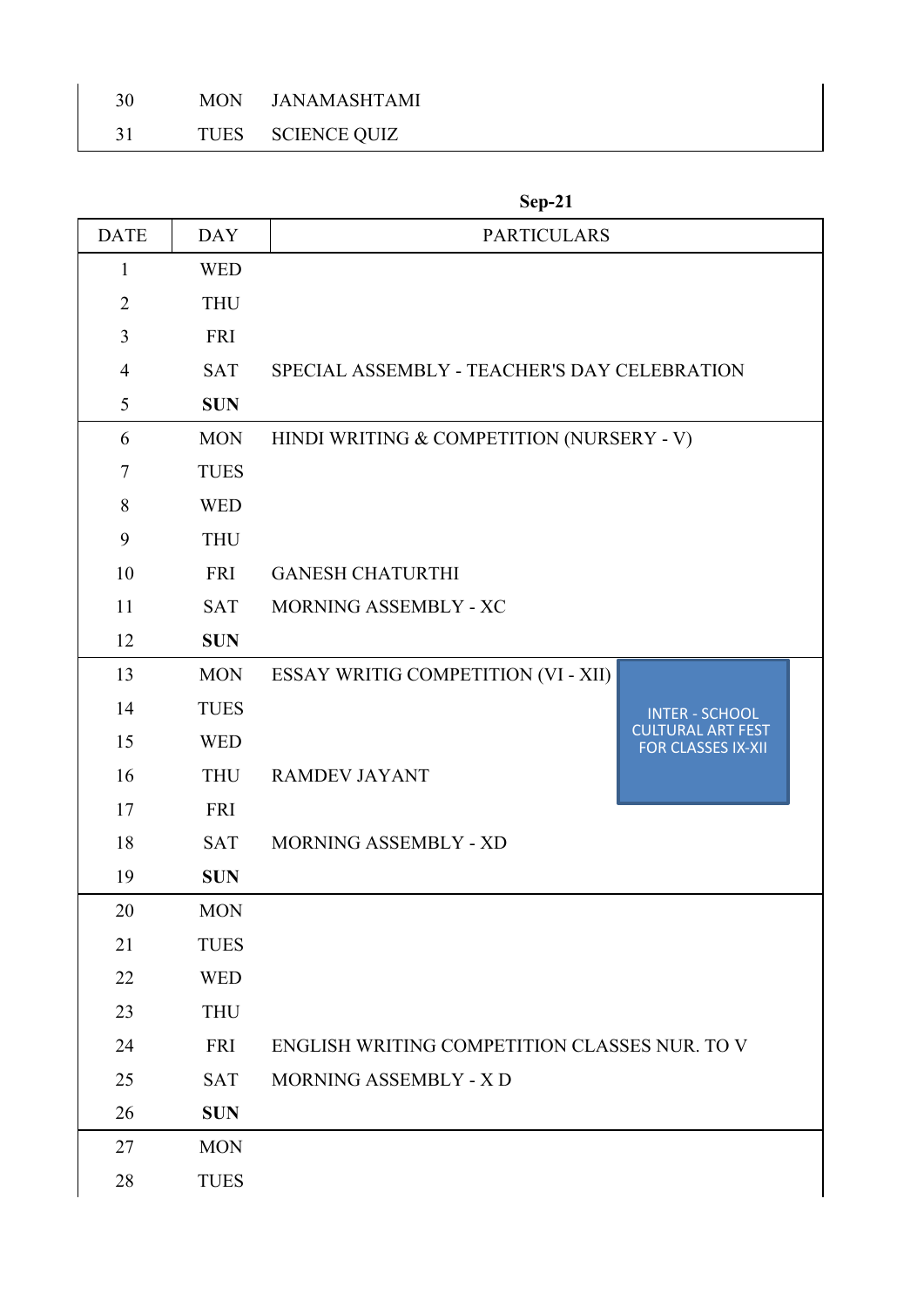| | | |
|---|---|---|
| 30 | MON | JANAMASHTAMI |
| 31 | TUES | SCIENCE QUIZ |

**Sep-21**

| DATE | DAY | PARTICULARS |
|---|---|---|
| 1 | WED | |
| 2 | THU | |
| 3 | FRI | |
| 4 | SAT | SPECIAL ASSEMBLY - TEACHER'S DAY CELEBRATION |
| 5 | **SUN** | |
| 6 | MON | HINDI WRITING & COMPETITION (NURSERY - V) |
| 7 | TUES | |
| 8 | WED | |
| 9 | THU | |
| 10 | FRI | GANESH CHATURTHI |
| 11 | SAT | MORNING ASSEMBLY - XC |
| 12 | **SUN** | |
| 13 | MON | ESSAY WRITIG COMPETITION (VI - XII) |
| 14 | TUES | INTER - SCHOOL CULTURAL ART FEST FOR CLASSES IX-XII |
| 15 | WED | |
| 16 | THU | RAMDEV JAYANT |
| 17 | FRI | |
| 18 | SAT | MORNING ASSEMBLY - XD |
| 19 | **SUN** | |
| 20 | MON | |
| 21 | TUES | |
| 22 | WED | |
| 23 | THU | |
| 24 | FRI | ENGLISH WRITING COMPETITION CLASSES NUR. TO V |
| 25 | SAT | MORNING ASSEMBLY - X D |
| 26 | **SUN** | |
| 27 | MON | |
| 28 | TUES | |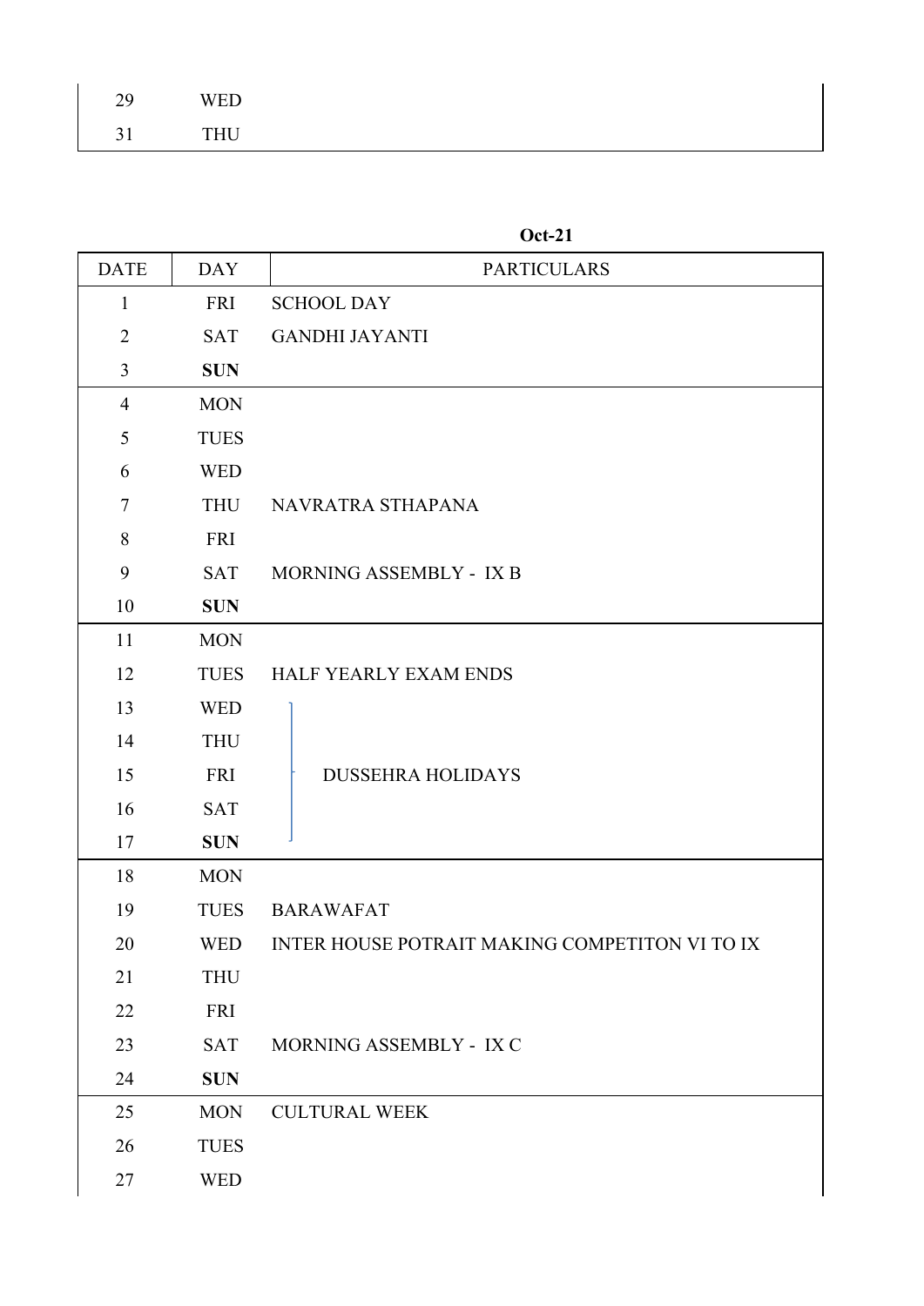| | | |
|---|---|---|
| 29 | WED | |
| 31 | THU | |

**Oct-21**

| DATE | DAY | PARTICULARS |
|---|---|---|
| 1 | FRI | SCHOOL DAY |
| 2 | SAT | GANDHI JAYANTI |
| 3 | **SUN** | |
| 4 | MON | |
| 5 | TUES | |
| 6 | WED | |
| 7 | THU | NAVRATRA STHAPANA |
| 8 | FRI | |
| 9 | SAT | MORNING ASSEMBLY - IX B |
| 10 | **SUN** | |
| 11 | MON | |
| 12 | TUES | HALF YEARLY EXAM ENDS |
| 13 | WED | DUSSEHRA HOLIDAYS |
| 14 | THU | DUSSEHRA HOLIDAYS |
| 15 | FRI | DUSSEHRA HOLIDAYS |
| 16 | SAT | DUSSEHRA HOLIDAYS |
| 17 | **SUN** | DUSSEHRA HOLIDAYS |
| 18 | MON | |
| 19 | TUES | BARAWAFAT |
| 20 | WED | INTER HOUSE POTRAIT MAKING COMPETITON VI TO IX |
| 21 | THU | |
| 22 | FRI | |
| 23 | SAT | MORNING ASSEMBLY - IX C |
| 24 | **SUN** | |
| 25 | MON | CULTURAL WEEK |
| 26 | TUES | |
| 27 | WED | |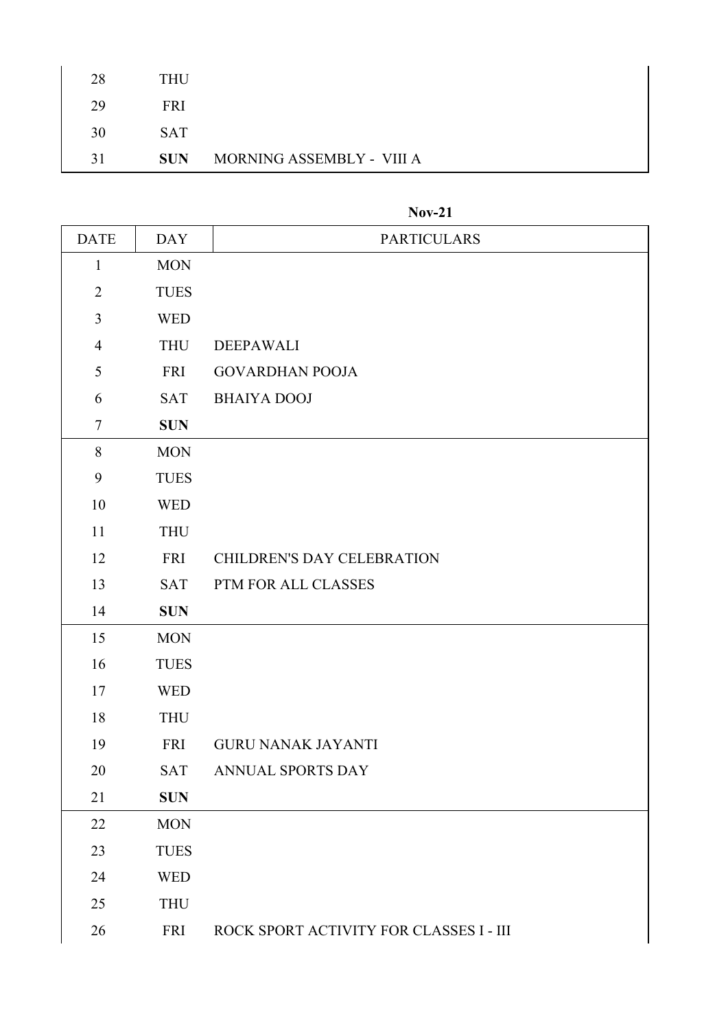| 28 | THU | |
|---|---|---|
| 29 | FRI | |
| 30 | SAT | |
| 31 | **SUN** | MORNING ASSEMBLY - VIII A |

**Nov-21**

| DATE | DAY | PARTICULARS |
|---|---|---|
| 1 | MON | |
| 2 | TUES | |
| 3 | WED | |
| 4 | THU | DEEPAWALI |
| 5 | FRI | GOVARDHAN POOJA |
| 6 | SAT | BHAIYA DOOJ |
| 7 | **SUN** | |
| 8 | MON | |
| 9 | TUES | |
| 10 | WED | |
| 11 | THU | |
| 12 | FRI | CHILDREN'S DAY CELEBRATION |
| 13 | SAT | PTM FOR ALL CLASSES |
| 14 | **SUN** | |
| 15 | MON | |
| 16 | TUES | |
| 17 | WED | |
| 18 | THU | |
| 19 | FRI | GURU NANAK JAYANTI |
| 20 | SAT | ANNUAL SPORTS DAY |
| 21 | **SUN** | |
| 22 | MON | |
| 23 | TUES | |
| 24 | WED | |
| 25 | THU | |
| 26 | FRI | ROCK SPORT ACTIVITY FOR CLASSES I - III |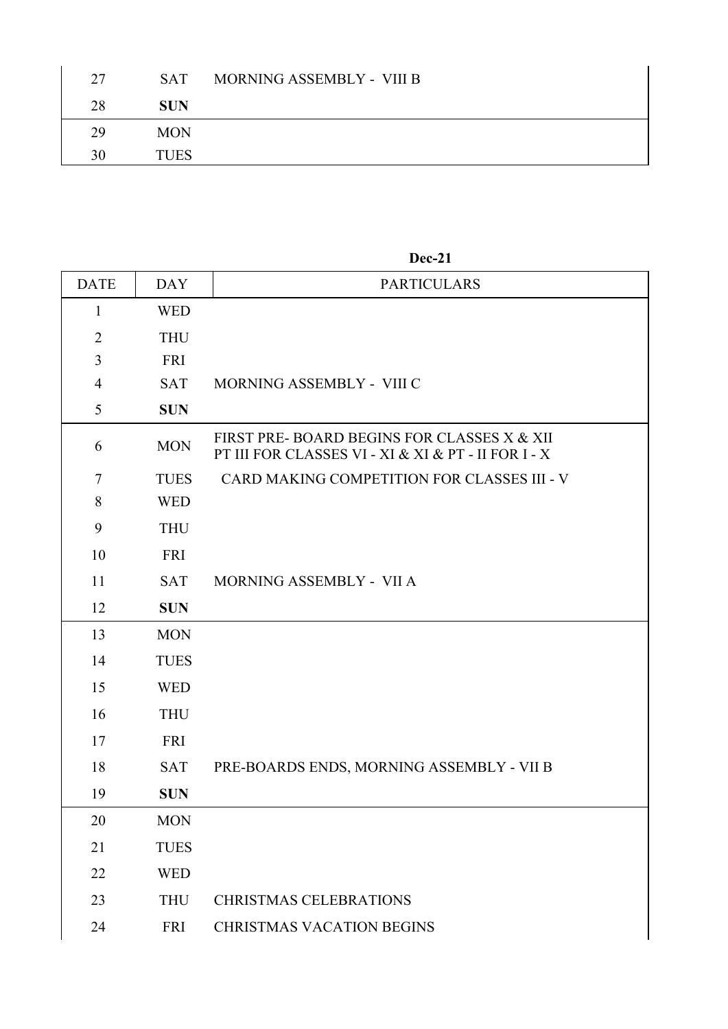| 27 | SAT | MORNING ASSEMBLY - VIII B |
|---|---|---|
| 28 | **SUN** | |
| 29 | MON | |
| 30 | TUES | |

**Dec-21**

| DATE | DAY | PARTICULARS |
|---|---|---|
| 1 | WED | |
| 2 | THU | |
| 3 | FRI | |
| 4 | SAT | MORNING ASSEMBLY - VIII C |
| 5 | **SUN** | |
| 6 | MON | FIRST PRE- BOARD BEGINS FOR CLASSES X & XII PT III FOR CLASSES VI - XI & XI & PT - II FOR I - X |
| 7 | TUES | CARD MAKING COMPETITION FOR CLASSES III - V |
| 8 | WED | |
| 9 | THU | |
| 10 | FRI | |
| 11 | SAT | MORNING ASSEMBLY - VII A |
| 12 | **SUN** | |
| 13 | MON | |
| 14 | TUES | |
| 15 | WED | |
| 16 | THU | |
| 17 | FRI | |
| 18 | SAT | PRE-BOARDS ENDS, MORNING ASSEMBLY - VII B |
| 19 | **SUN** | |
| 20 | MON | |
| 21 | TUES | |
| 22 | WED | |
| 23 | THU | CHRISTMAS CELEBRATIONS |
| 24 | FRI | CHRISTMAS VACATION BEGINS |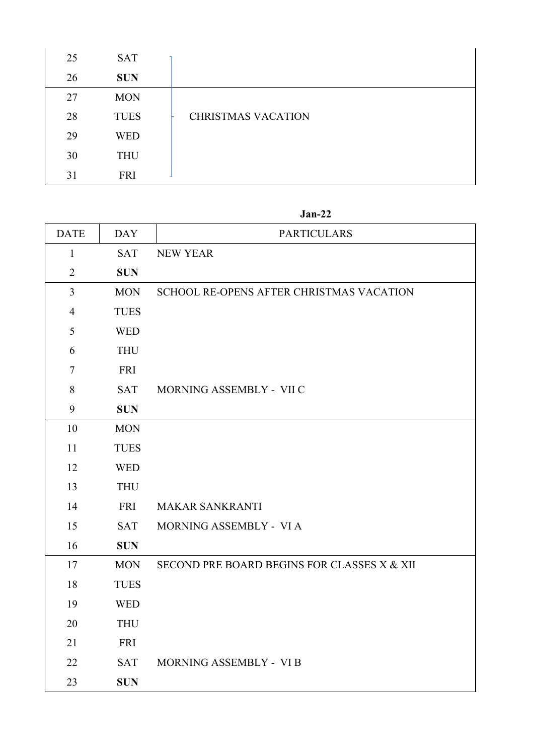| | | |
|---|---|---|
| 25 | SAT | CHRISTMAS VACATION |
| 26 | **SUN** | |
| 27 | MON | |
| 28 | TUES | |
| 29 | WED | |
| 30 | THU | |
| 31 | FRI | |

**Jan-22**

| DATE | DAY | PARTICULARS |
|---|---|---|
| 1 | SAT | NEW YEAR |
| 2 | **SUN** | |
| 3 | MON | SCHOOL RE-OPENS AFTER CHRISTMAS VACATION |
| 4 | TUES | |
| 5 | WED | |
| 6 | THU | |
| 7 | FRI | |
| 8 | SAT | MORNING ASSEMBLY - VII C |
| 9 | **SUN** | |
| 10 | MON | |
| 11 | TUES | |
| 12 | WED | |
| 13 | THU | |
| 14 | FRI | MAKAR SANKRANTI |
| 15 | SAT | MORNING ASSEMBLY - VI A |
| 16 | **SUN** | |
| 17 | MON | SECOND PRE BOARD BEGINS FOR CLASSES X & XII |
| 18 | TUES | |
| 19 | WED | |
| 20 | THU | |
| 21 | FRI | |
| 22 | SAT | MORNING ASSEMBLY - VI B |
| 23 | **SUN** | |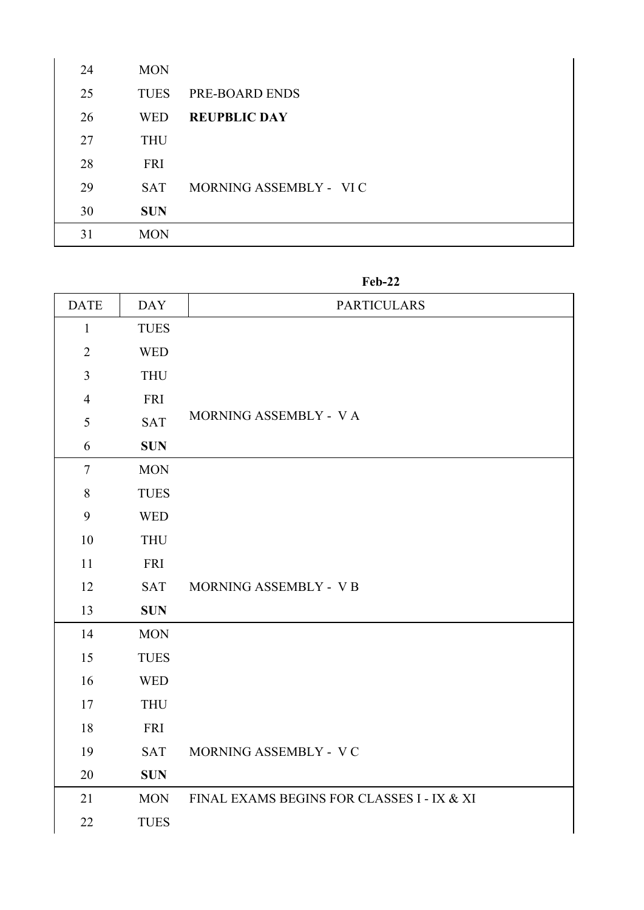| | | |
|---|---|---|
| 24 | MON | |
| 25 | TUES | PRE-BOARD ENDS |
| 26 | WED | **REUPBLIC DAY** |
| 27 | THU | |
| 28 | FRI | |
| 29 | SAT | MORNING ASSEMBLY - VI C |
| 30 | **SUN** | |
| 31 | MON | |

**Feb-22**

| DATE | DAY | PARTICULARS |
|---|---|---|
| 1 | TUES | |
| 2 | WED | |
| 3 | THU | |
| 4 | FRI | |
| 5 | SAT | MORNING ASSEMBLY - V A |
| 6 | **SUN** | |
| 7 | MON | |
| 8 | TUES | |
| 9 | WED | |
| 10 | THU | |
| 11 | FRI | |
| 12 | SAT | MORNING ASSEMBLY - V B |
| 13 | **SUN** | |
| 14 | MON | |
| 15 | TUES | |
| 16 | WED | |
| 17 | THU | |
| 18 | FRI | |
| 19 | SAT | MORNING ASSEMBLY - V C |
| 20 | **SUN** | |
| 21 | MON | FINAL EXAMS BEGINS FOR CLASSES I - IX & XI |
| 22 | TUES | |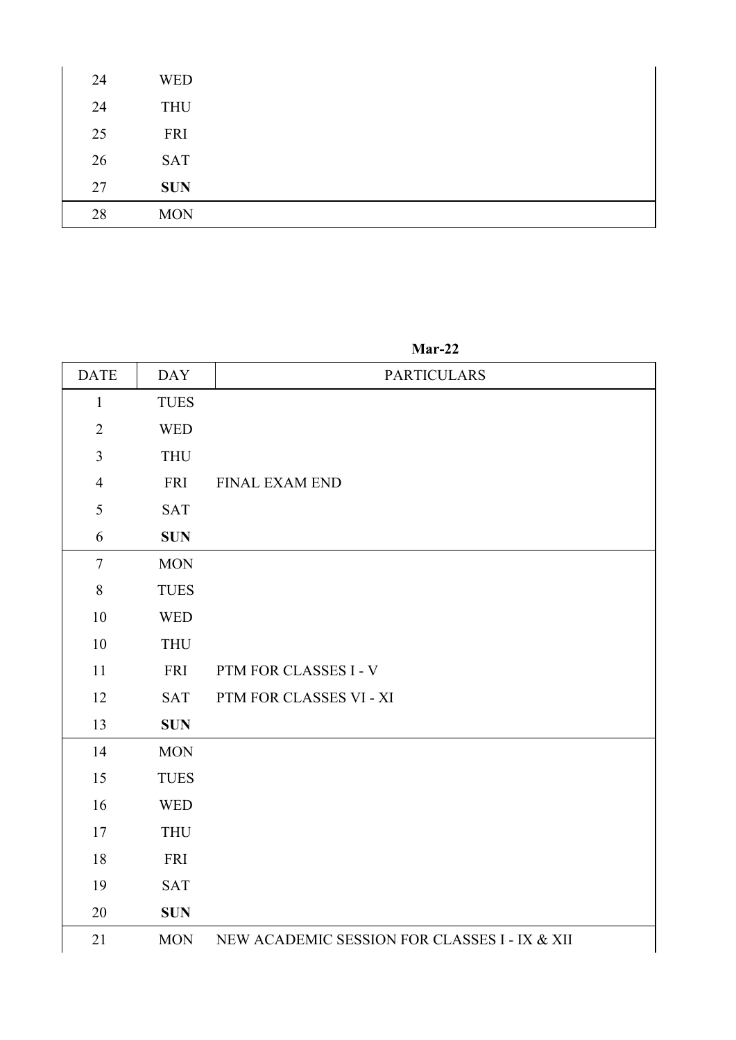| | | |
|---|---|---|
| 24 | WED | |
| 24 | THU | |
| 25 | FRI | |
| 26 | SAT | |
| 27 | **SUN** | |
| 28 | MON | |

**Mar-22**

| DATE | DAY | PARTICULARS |
|---|---|---|
| 1 | TUES | |
| 2 | WED | |
| 3 | THU | |
| 4 | FRI | FINAL EXAM END |
| 5 | SAT | |
| 6 | **SUN** | |
| 7 | MON | |
| 8 | TUES | |
| 10 | WED | |
| 10 | THU | |
| 11 | FRI | PTM FOR CLASSES I - V |
| 12 | SAT | PTM FOR CLASSES VI - XI |
| 13 | **SUN** | |
| 14 | MON | |
| 15 | TUES | |
| 16 | WED | |
| 17 | THU | |
| 18 | FRI | |
| 19 | SAT | |
| 20 | **SUN** | |
| 21 | MON | NEW ACADEMIC SESSION FOR CLASSES I - IX & XII |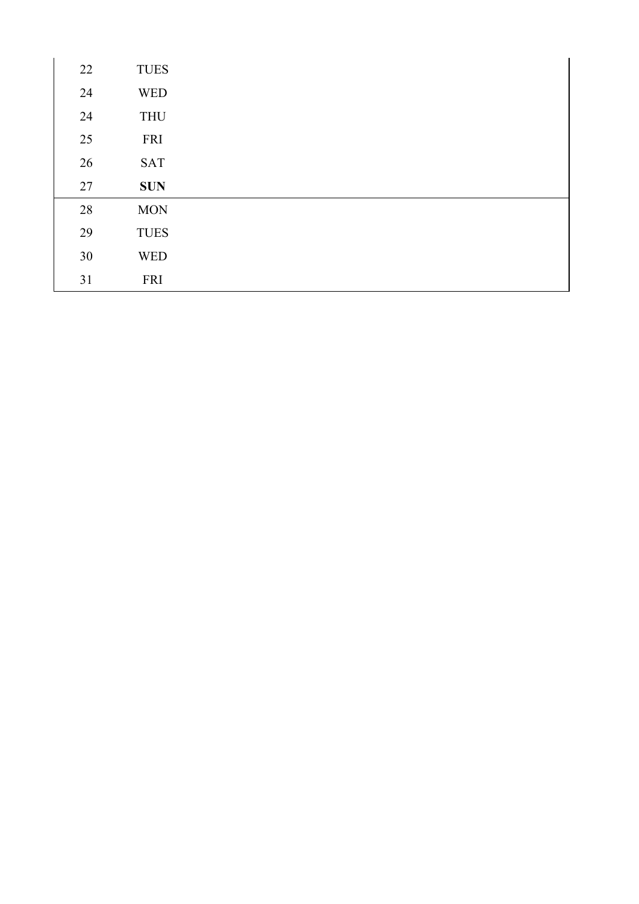| | | |
|---|---|---|
| 22 | TUES | |
| 24 | WED | |
| 24 | THU | |
| 25 | FRI | |
| 26 | SAT | |
| 27 | **SUN** | |
| 28 | MON | |
| 29 | TUES | |
| 30 | WED | |
| 31 | FRI | |